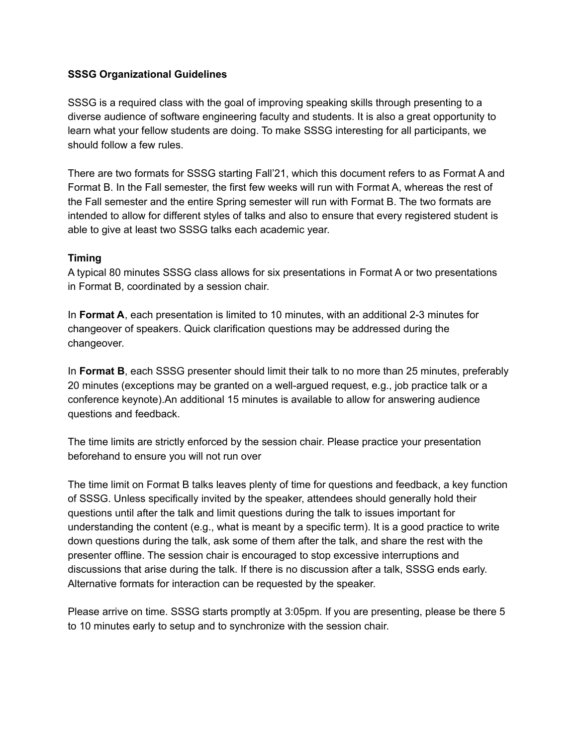**SSSG Organizational Guidelines**

SSSG is a required class with the goal of improving speaking skills through presenting to a diverse audience of software engineering faculty and students. It is also a great opportunity to learn what your fellow students are doing. To make SSSG interesting for all participants, we should follow a few rules.

There are two formats for SSSG starting Fall'21, which this document refers to as Format A and Format B. In the Fall semester, the first few weeks will run with Format A, whereas the rest of the Fall semester and the entire Spring semester will run with Format B. The two formats are intended to allow for different styles of talks and also to ensure that every registered student is able to give at least two SSSG talks each academic year.

**Timing**

A typical 80 minutes SSSG class allows for six presentations in Format A or two presentations in Format B, coordinated by a session chair.

In **Format A**, each presentation is limited to 10 minutes, with an additional 2-3 minutes for changeover of speakers. Quick clarification questions may be addressed during the changeover.

In **Format B**, each SSSG presenter should limit their talk to no more than 25 minutes, preferably 20 minutes (exceptions may be granted on a well-argued request, e.g., job practice talk or a conference keynote).An additional 15 minutes is available to allow for answering audience questions and feedback.

The time limits are strictly enforced by the session chair. Please practice your presentation beforehand to ensure you will not run over

The time limit on Format B talks leaves plenty of time for questions and feedback, a key function of SSSG. Unless specifically invited by the speaker, attendees should generally hold their questions until after the talk and limit questions during the talk to issues important for understanding the content (e.g., what is meant by a specific term). It is a good practice to write down questions during the talk, ask some of them after the talk, and share the rest with the presenter offline. The session chair is encouraged to stop excessive interruptions and discussions that arise during the talk. If there is no discussion after a talk, SSSG ends early. Alternative formats for interaction can be requested by the speaker.

Please arrive on time. SSSG starts promptly at 3:05pm. If you are presenting, please be there 5 to 10 minutes early to setup and to synchronize with the session chair.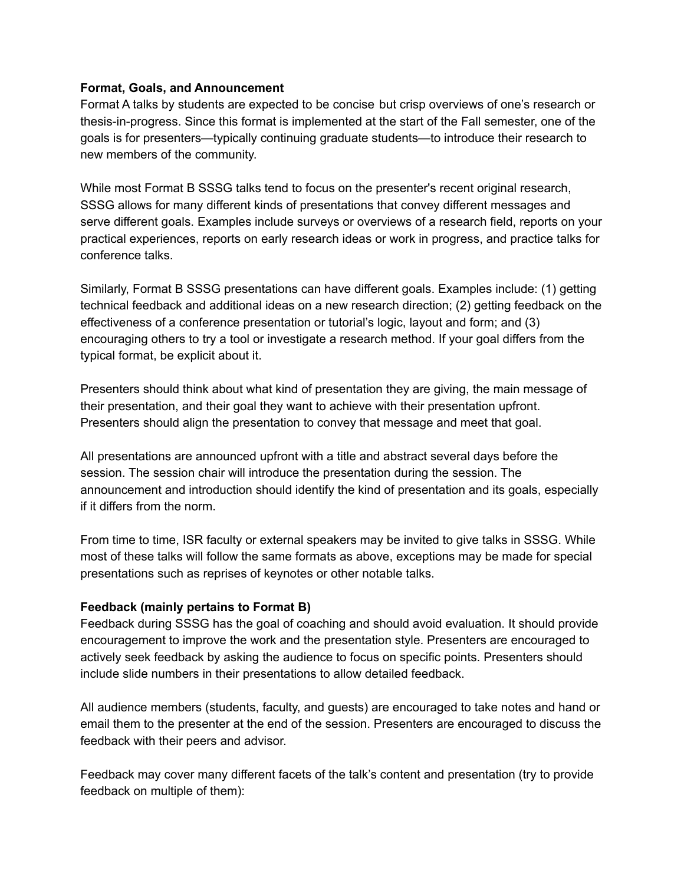**Format, Goals, and Announcement**

Format A talks by students are expected to be concise but crisp overviews of one's research or thesis-in-progress. Since this format is implemented at the start of the Fall semester, one of the goals is for presenters—typically continuing graduate students—to introduce their research to new members of the community.

While most Format B SSSG talks tend to focus on the presenter's recent original research, SSSG allows for many different kinds of presentations that convey different messages and serve different goals. Examples include surveys or overviews of a research field, reports on your practical experiences, reports on early research ideas or work in progress, and practice talks for conference talks.

Similarly, Format B SSSG presentations can have different goals. Examples include: (1) getting technical feedback and additional ideas on a new research direction; (2) getting feedback on the effectiveness of a conference presentation or tutorial's logic, layout and form; and (3) encouraging others to try a tool or investigate a research method. If your goal differs from the typical format, be explicit about it.

Presenters should think about what kind of presentation they are giving, the main message of their presentation, and their goal they want to achieve with their presentation upfront. Presenters should align the presentation to convey that message and meet that goal.

All presentations are announced upfront with a title and abstract several days before the session. The session chair will introduce the presentation during the session. The announcement and introduction should identify the kind of presentation and its goals, especially if it differs from the norm.

From time to time, ISR faculty or external speakers may be invited to give talks in SSSG. While most of these talks will follow the same formats as above, exceptions may be made for special presentations such as reprises of keynotes or other notable talks.

**Feedback (mainly pertains to Format B)**

Feedback during SSSG has the goal of coaching and should avoid evaluation. It should provide encouragement to improve the work and the presentation style. Presenters are encouraged to actively seek feedback by asking the audience to focus on specific points. Presenters should include slide numbers in their presentations to allow detailed feedback.

All audience members (students, faculty, and guests) are encouraged to take notes and hand or email them to the presenter at the end of the session. Presenters are encouraged to discuss the feedback with their peers and advisor.

Feedback may cover many different facets of the talk's content and presentation (try to provide feedback on multiple of them):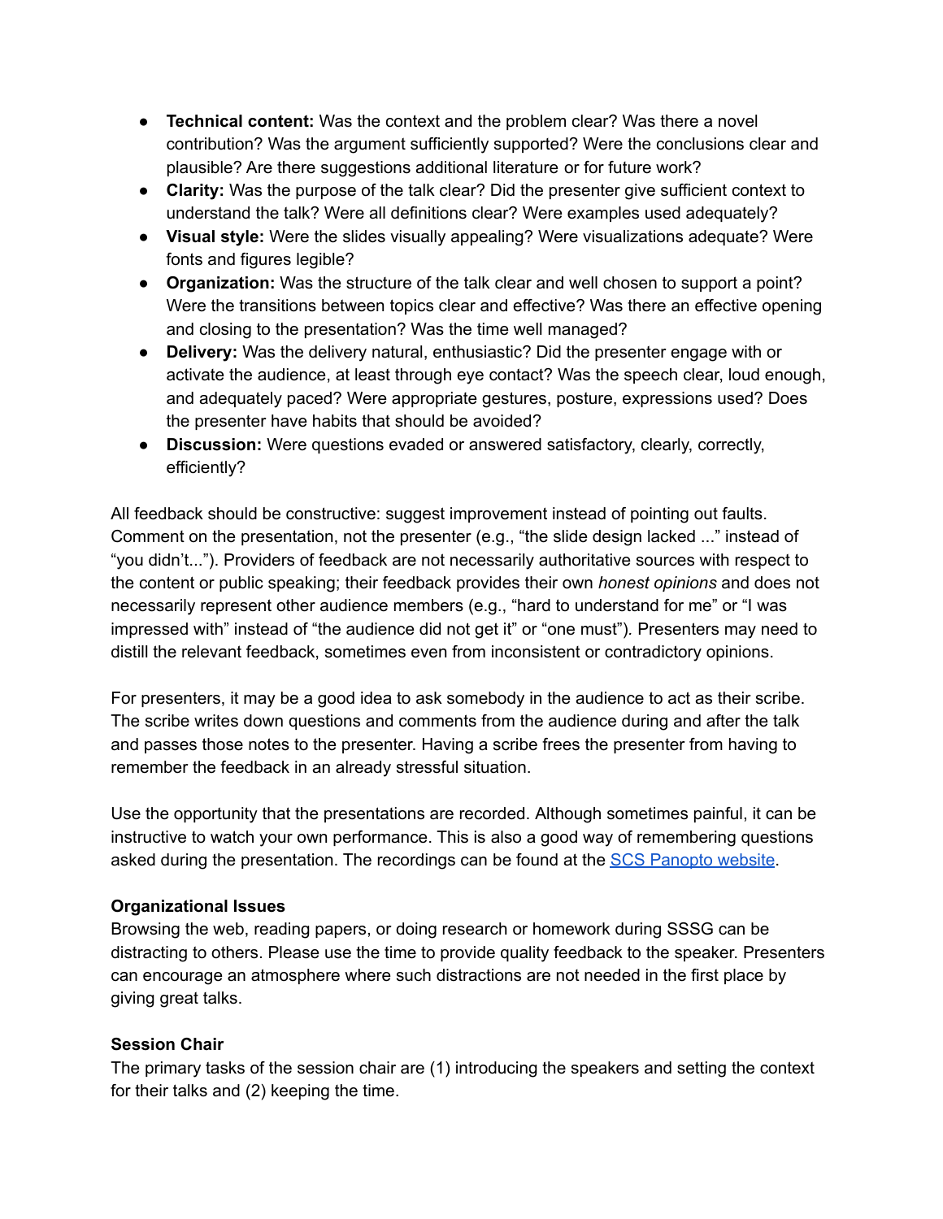- **Technical content:** Was the context and the problem clear? Was there a novel contribution? Was the argument sufficiently supported? Were the conclusions clear and plausible? Are there suggestions additional literature or for future work?
- **Clarity:** Was the purpose of the talk clear? Did the presenter give sufficient context to understand the talk? Were all definitions clear? Were examples used adequately?
- **Visual style:** Were the slides visually appealing? Were visualizations adequate? Were fonts and figures legible?
- **Organization:** Was the structure of the talk clear and well chosen to support a point? Were the transitions between topics clear and effective? Was there an effective opening and closing to the presentation? Was the time well managed?
- **Delivery:** Was the delivery natural, enthusiastic? Did the presenter engage with or activate the audience, at least through eye contact? Was the speech clear, loud enough, and adequately paced? Were appropriate gestures, posture, expressions used? Does the presenter have habits that should be avoided?
- **Discussion:** Were questions evaded or answered satisfactory, clearly, correctly, efficiently?

All feedback should be constructive: suggest improvement instead of pointing out faults. Comment on the presentation, not the presenter (e.g., "the slide design lacked ..." instead of "you didn't..."). Providers of feedback are not necessarily authoritative sources with respect to the content or public speaking; their feedback provides their own *honest opinions* and does not necessarily represent other audience members (e.g., "hard to understand for me" or "I was impressed with" instead of "the audience did not get it" or "one must"). Presenters may need to distill the relevant feedback, sometimes even from inconsistent or contradictory opinions.

For presenters, it may be a good idea to ask somebody in the audience to act as their scribe. The scribe writes down questions and comments from the audience during and after the talk and passes those notes to the presenter. Having a scribe frees the presenter from having to remember the feedback in an already stressful situation.

Use the opportunity that the presentations are recorded. Although sometimes painful, it can be instructive to watch your own performance. This is also a good way of remembering questions asked during the presentation. The recordings can be found at the [SCS Panopto website](#).

**Organizational Issues**

Browsing the web, reading papers, or doing research or homework during SSSG can be distracting to others. Please use the time to provide quality feedback to the speaker. Presenters can encourage an atmosphere where such distractions are not needed in the first place by giving great talks.

**Session Chair**

The primary tasks of the session chair are (1) introducing the speakers and setting the context for their talks and (2) keeping the time.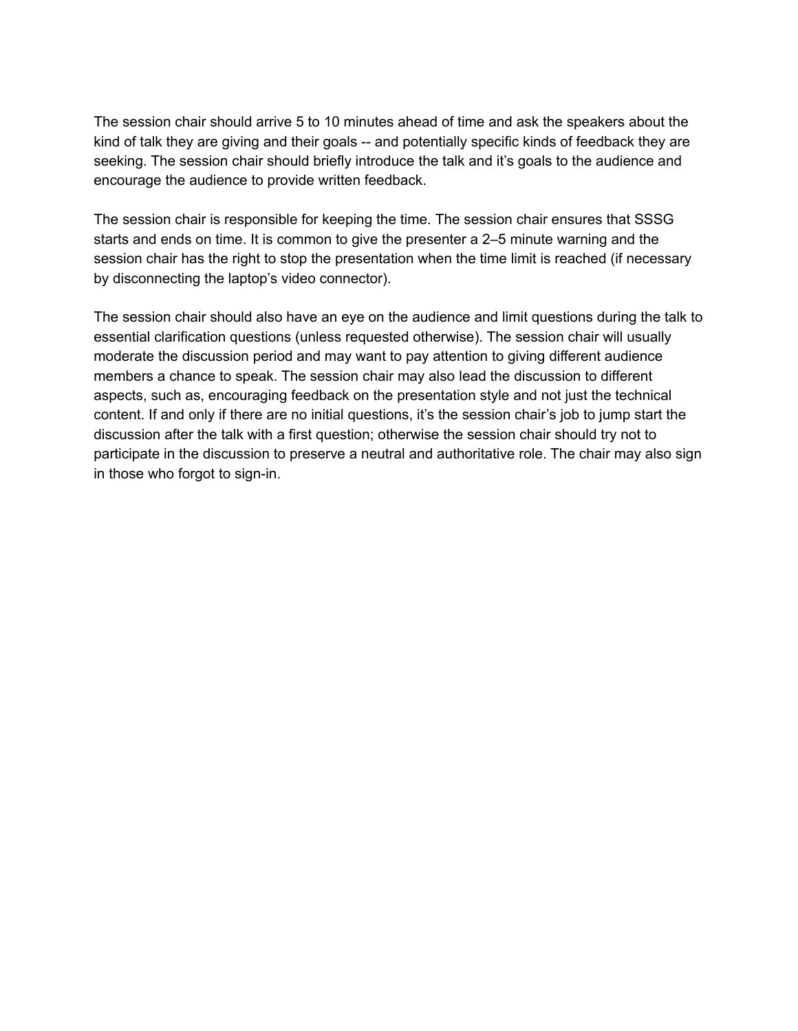The session chair should arrive 5 to 10 minutes ahead of time and ask the speakers about the kind of talk they are giving and their goals -- and potentially specific kinds of feedback they are seeking. The session chair should briefly introduce the talk and it's goals to the audience and encourage the audience to provide written feedback.

The session chair is responsible for keeping the time. The session chair ensures that SSSG starts and ends on time. It is common to give the presenter a 2–5 minute warning and the session chair has the right to stop the presentation when the time limit is reached (if necessary by disconnecting the laptop's video connector).

The session chair should also have an eye on the audience and limit questions during the talk to essential clarification questions (unless requested otherwise). The session chair will usually moderate the discussion period and may want to pay attention to giving different audience members a chance to speak. The session chair may also lead the discussion to different aspects, such as, encouraging feedback on the presentation style and not just the technical content. If and only if there are no initial questions, it's the session chair's job to jump start the discussion after the talk with a first question; otherwise the session chair should try not to participate in the discussion to preserve a neutral and authoritative role. The chair may also sign in those who forgot to sign-in.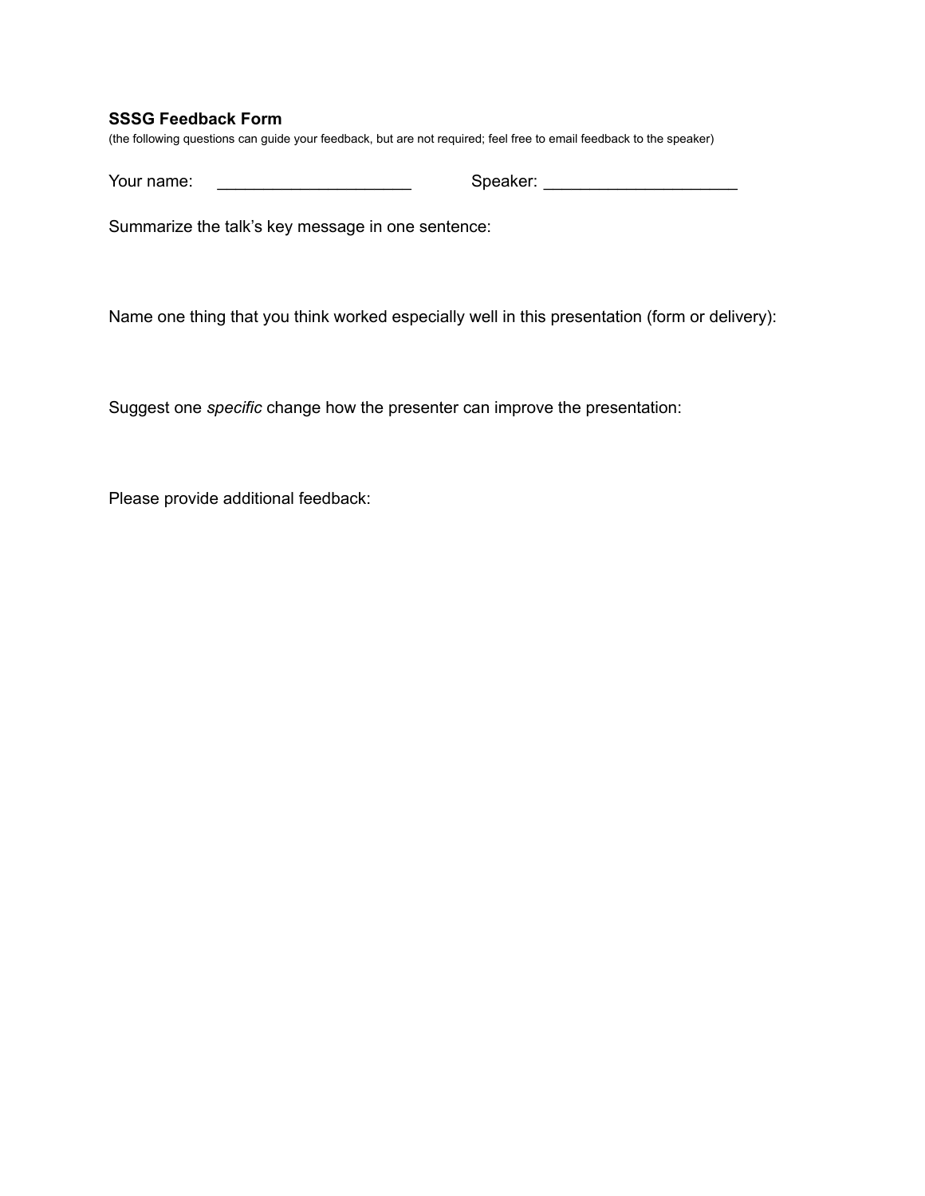**SSSG Feedback Form**

(the following questions can guide your feedback, but are not required; feel free to email feedback to the speaker)

Your name: _____________________ Speaker: _____________________

Summarize the talk's key message in one sentence:

Name one thing that you think worked especially well in this presentation (form or delivery):

Suggest one *specific* change how the presenter can improve the presentation:

Please provide additional feedback: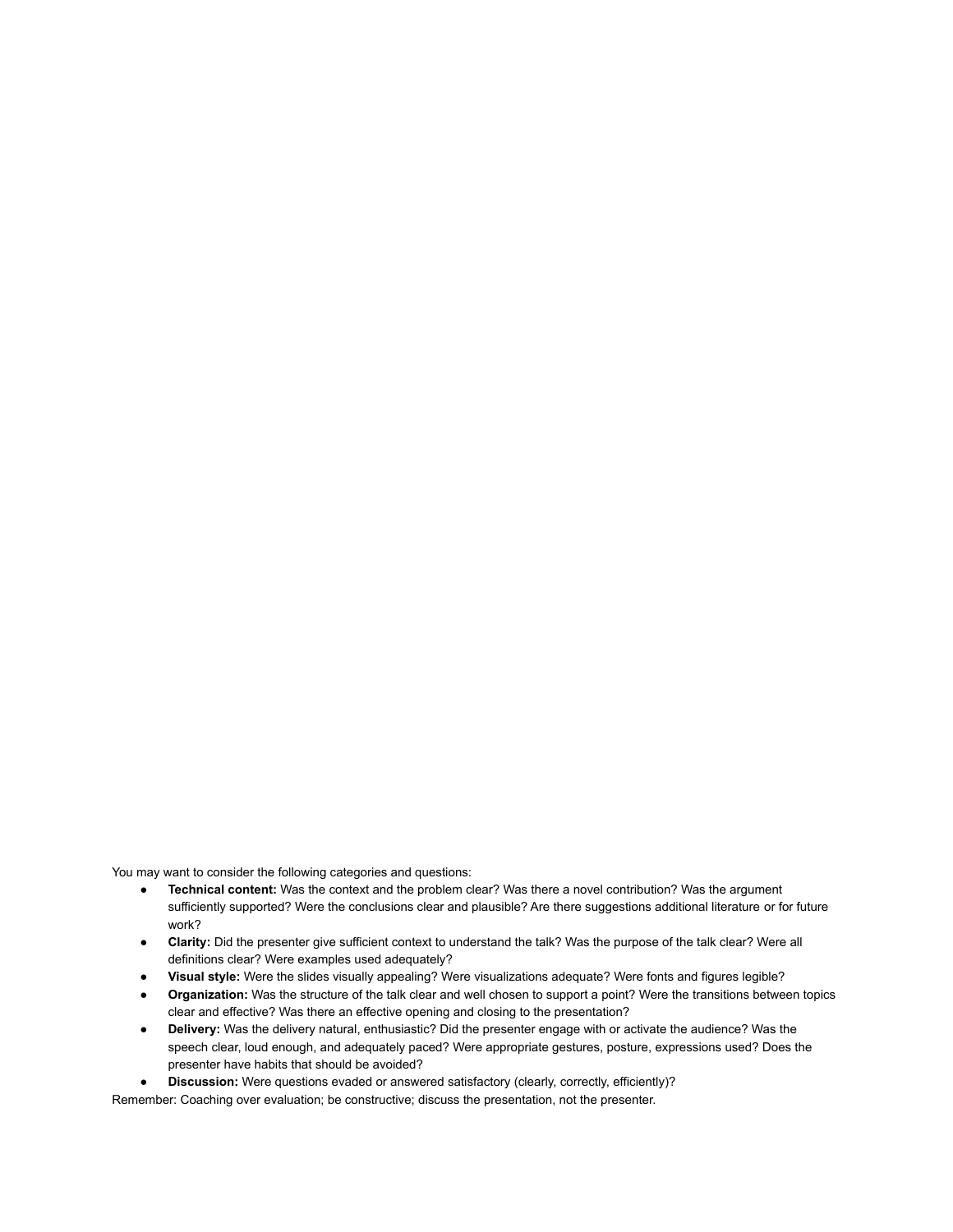You may want to consider the following categories and questions:

- **Technical content:** Was the context and the problem clear? Was there a novel contribution? Was the argument sufficiently supported? Were the conclusions clear and plausible? Are there suggestions additional literature or for future work?
- **Clarity:** Did the presenter give sufficient context to understand the talk? Was the purpose of the talk clear? Were all definitions clear? Were examples used adequately?
- **Visual style:** Were the slides visually appealing? Were visualizations adequate? Were fonts and figures legible?
- **Organization:** Was the structure of the talk clear and well chosen to support a point? Were the transitions between topics clear and effective? Was there an effective opening and closing to the presentation?
- **Delivery:** Was the delivery natural, enthusiastic? Did the presenter engage with or activate the audience? Was the speech clear, loud enough, and adequately paced? Were appropriate gestures, posture, expressions used? Does the presenter have habits that should be avoided?
- **Discussion:** Were questions evaded or answered satisfactory (clearly, correctly, efficiently)?

Remember: Coaching over evaluation; be constructive; discuss the presentation, not the presenter.